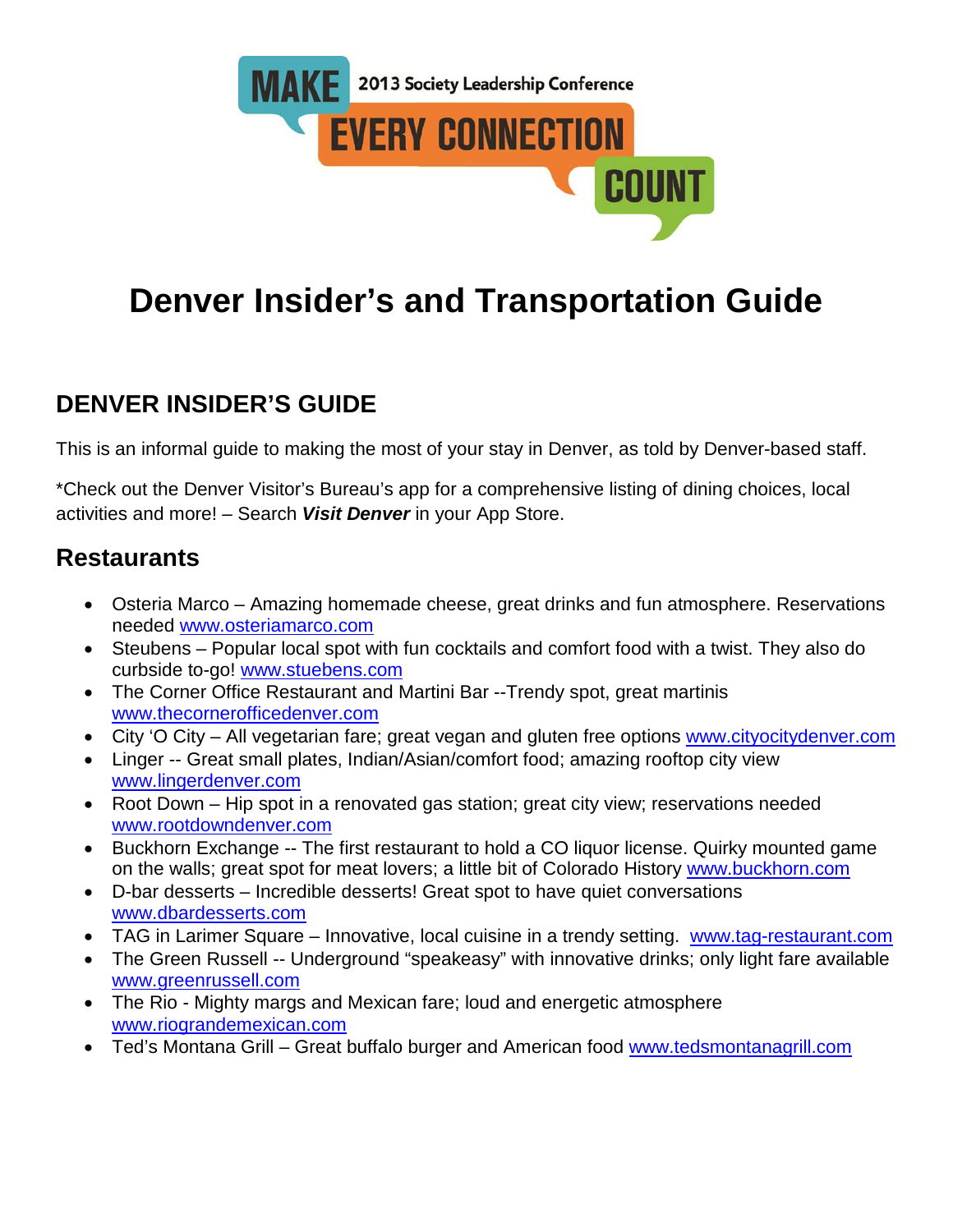MAKE 2013 Society Leadership Conference EVERY CONNECTION COUNT

# Denver Insider's and Transportation Guide

## DENVER INSIDER'S GUIDE

This is an informal guide to making the most of your stay in Denver, as told by Denver-based staff.

*Check out the Denver Visitor's Bureau's app for a comprehensive listing of dining choices, local activities and more! – Search ***Visit Denver*** in your App Store.

### Restaurants

- Osteria Marco – Amazing homemade cheese, great drinks and fun atmosphere. Reservations needed www.osteriamarco.com
- Steubens – Popular local spot with fun cocktails and comfort food with a twist. They also do curbside to-go! www.stuebens.com
- The Corner Office Restaurant and Martini Bar --Trendy spot, great martinis www.thecornerofficedenver.com
- City 'O City – All vegetarian fare; great vegan and gluten free options www.cityocitydenver.com
- Linger -- Great small plates, Indian/Asian/comfort food; amazing rooftop city view www.lingerdenver.com
- Root Down – Hip spot in a renovated gas station; great city view; reservations needed www.rootdowndenver.com
- Buckhorn Exchange -- The first restaurant to hold a CO liquor license. Quirky mounted game on the walls; great spot for meat lovers; a little bit of Colorado History www.buckhorn.com
- D-bar desserts – Incredible desserts! Great spot to have quiet conversations www.dbardesserts.com
- TAG in Larimer Square – Innovative, local cuisine in a trendy setting. www.tag-restaurant.com
- The Green Russell -- Underground "speakeasy" with innovative drinks; only light fare available www.greenrussell.com
- The Rio - Mighty margs and Mexican fare; loud and energetic atmosphere www.riograndemexican.com
- Ted's Montana Grill – Great buffalo burger and American food www.tedsmontanagrill.com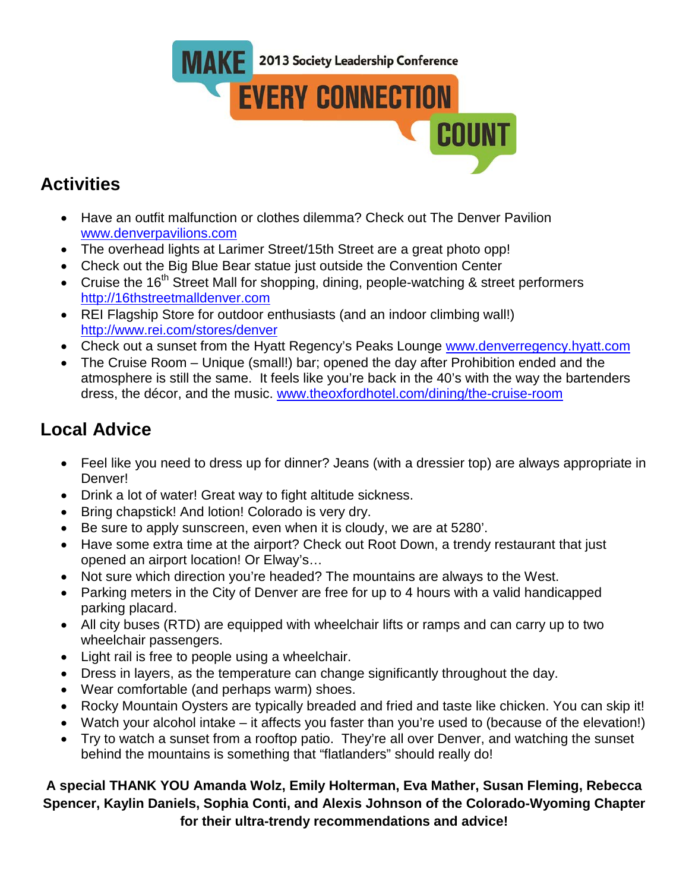MAKE EVERY CONNECTION COUNT
2013 Society Leadership Conference

## Activities

- Have an outfit malfunction or clothes dilemma? Check out The Denver Pavilion www.denverpavilions.com
- The overhead lights at Larimer Street/15th Street are a great photo opp!
- Check out the Big Blue Bear statue just outside the Convention Center
- Cruise the 16th Street Mall for shopping, dining, people-watching & street performers http://16thstreetmalldenver.com
- REI Flagship Store for outdoor enthusiasts (and an indoor climbing wall!) http://www.rei.com/stores/denver
- Check out a sunset from the Hyatt Regency's Peaks Lounge www.denverregency.hyatt.com
- The Cruise Room – Unique (small!) bar; opened the day after Prohibition ended and the atmosphere is still the same. It feels like you're back in the 40's with the way the bartenders dress, the décor, and the music. www.theoxfordhotel.com/dining/the-cruise-room

## Local Advice

- Feel like you need to dress up for dinner? Jeans (with a dressier top) are always appropriate in Denver!
- Drink a lot of water! Great way to fight altitude sickness.
- Bring chapstick! And lotion! Colorado is very dry.
- Be sure to apply sunscreen, even when it is cloudy, we are at 5280'.
- Have some extra time at the airport? Check out Root Down, a trendy restaurant that just opened an airport location! Or Elway's…
- Not sure which direction you're headed? The mountains are always to the West.
- Parking meters in the City of Denver are free for up to 4 hours with a valid handicapped parking placard.
- All city buses (RTD) are equipped with wheelchair lifts or ramps and can carry up to two wheelchair passengers.
- Light rail is free to people using a wheelchair.
- Dress in layers, as the temperature can change significantly throughout the day.
- Wear comfortable (and perhaps warm) shoes.
- Rocky Mountain Oysters are typically breaded and fried and taste like chicken. You can skip it!
- Watch your alcohol intake – it affects you faster than you're used to (because of the elevation!)
- Try to watch a sunset from a rooftop patio. They're all over Denver, and watching the sunset behind the mountains is something that "flatlanders" should really do!

**A special THANK YOU Amanda Wolz, Emily Holterman, Eva Mather, Susan Fleming, Rebecca Spencer, Kaylin Daniels, Sophia Conti, and Alexis Johnson of the Colorado-Wyoming Chapter for their ultra-trendy recommendations and advice!**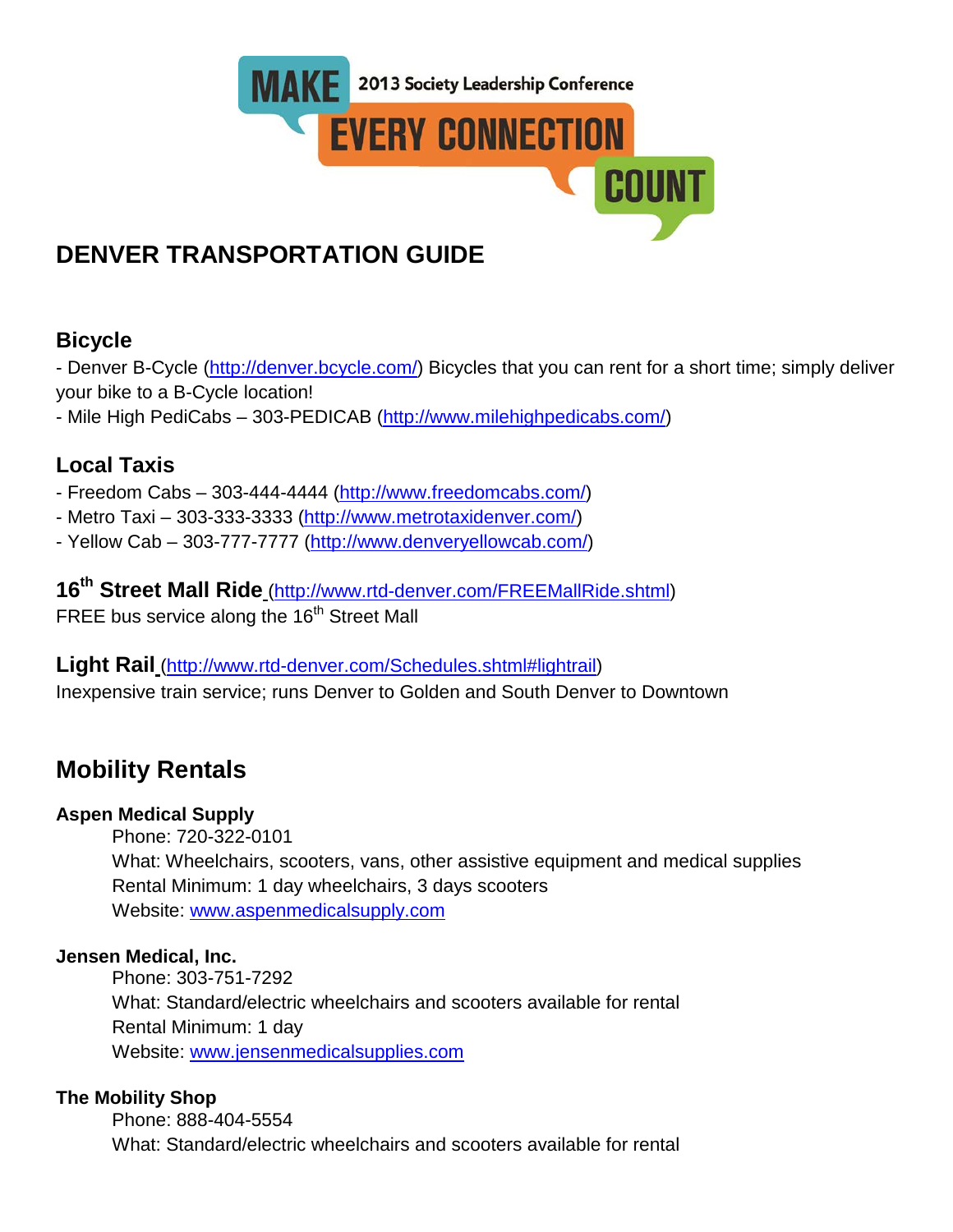MAKE EVERY CONNECTION COUNT
2013 Society Leadership Conference

# DENVER TRANSPORTATION GUIDE

## Bicycle

- Denver B-Cycle (http://denver.bcycle.com/) Bicycles that you can rent for a short time; simply deliver your bike to a B-Cycle location!
- Mile High PediCabs – 303-PEDICAB (http://www.milehighpedicabs.com/)

## Local Taxis

- Freedom Cabs – 303-444-4444 (http://www.freedomcabs.com/)
- Metro Taxi – 303-333-3333 (http://www.metrotaxidenver.com/)
- Yellow Cab – 303-777-7777 (http://www.denveryellowcab.com/)

## 16th Street Mall Ride (http://www.rtd-denver.com/FREEMallRide.shtml)

FREE bus service along the 16th Street Mall

## Light Rail (http://www.rtd-denver.com/Schedules.shtml#lightrail)

Inexpensive train service; runs Denver to Golden and South Denver to Downtown

# Mobility Rentals

### Aspen Medical Supply

Phone: 720-322-0101
What: Wheelchairs, scooters, vans, other assistive equipment and medical supplies
Rental Minimum: 1 day wheelchairs, 3 days scooters
Website: www.aspenmedicalsupply.com

### Jensen Medical, Inc.

Phone: 303-751-7292
What: Standard/electric wheelchairs and scooters available for rental
Rental Minimum: 1 day
Website: www.jensenmedicalsupplies.com

### The Mobility Shop

Phone: 888-404-5554
What: Standard/electric wheelchairs and scooters available for rental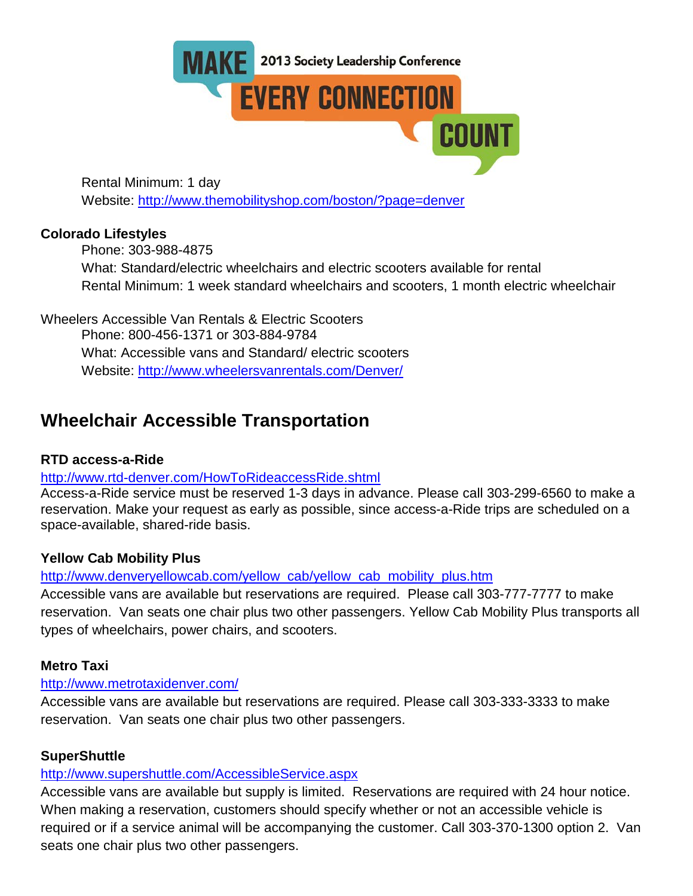Rental Minimum: 1 day
Website: http://www.themobilityshop.com/boston/?page=denver

**Colorado Lifestyles**

Phone: 303-988-4875
What: Standard/electric wheelchairs and electric scooters available for rental
Rental Minimum: 1 week standard wheelchairs and scooters, 1 month electric wheelchair

Wheelers Accessible Van Rentals & Electric Scooters

Phone: 800-456-1371 or 303-884-9784
What: Accessible vans and Standard/ electric scooters
Website: http://www.wheelersvanrentals.com/Denver/

## Wheelchair Accessible Transportation

**RTD access-a-Ride**

http://www.rtd-denver.com/HowToRideaccessRide.shtml
Access-a-Ride service must be reserved 1-3 days in advance. Please call 303-299-6560 to make a reservation. Make your request as early as possible, since access-a-Ride trips are scheduled on a space-available, shared-ride basis.

**Yellow Cab Mobility Plus**

http://www.denveryellowcab.com/yellow_cab/yellow_cab_mobility_plus.htm
Accessible vans are available but reservations are required. Please call 303-777-7777 to make reservation. Van seats one chair plus two other passengers. Yellow Cab Mobility Plus transports all types of wheelchairs, power chairs, and scooters.

**Metro Taxi**

http://www.metrotaxidenver.com/
Accessible vans are available but reservations are required. Please call 303-333-3333 to make reservation. Van seats one chair plus two other passengers.

**SuperShuttle**

http://www.supershuttle.com/AccessibleService.aspx
Accessible vans are available but supply is limited. Reservations are required with 24 hour notice. When making a reservation, customers should specify whether or not an accessible vehicle is required or if a service animal will be accompanying the customer. Call 303-370-1300 option 2. Van seats one chair plus two other passengers.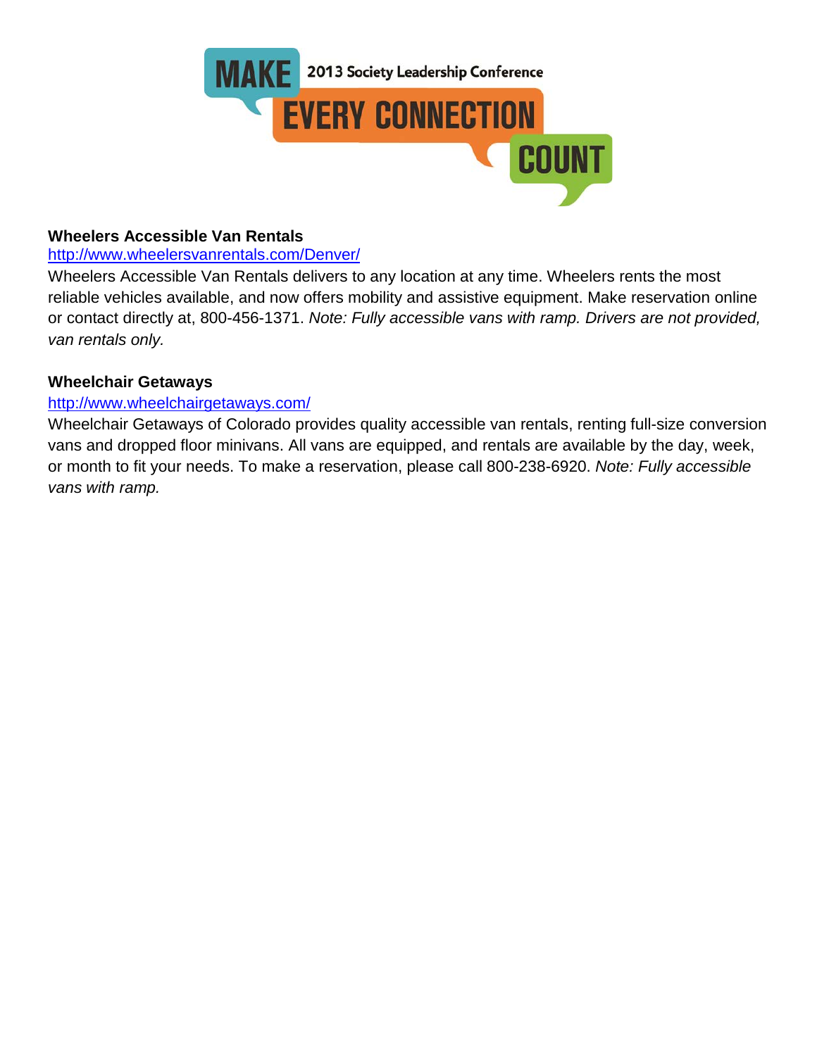**Wheelers Accessible Van Rentals**

http://www.wheelersvanrentals.com/Denver/

Wheelers Accessible Van Rentals delivers to any location at any time. Wheelers rents the most reliable vehicles available, and now offers mobility and assistive equipment. Make reservation online or contact directly at, 800-456-1371. *Note: Fully accessible vans with ramp. Drivers are not provided, van rentals only.*

**Wheelchair Getaways**

http://www.wheelchairgetaways.com/

Wheelchair Getaways of Colorado provides quality accessible van rentals, renting full-size conversion vans and dropped floor minivans. All vans are equipped, and rentals are available by the day, week, or month to fit your needs. To make a reservation, please call 800-238-6920. *Note: Fully accessible vans with ramp.*